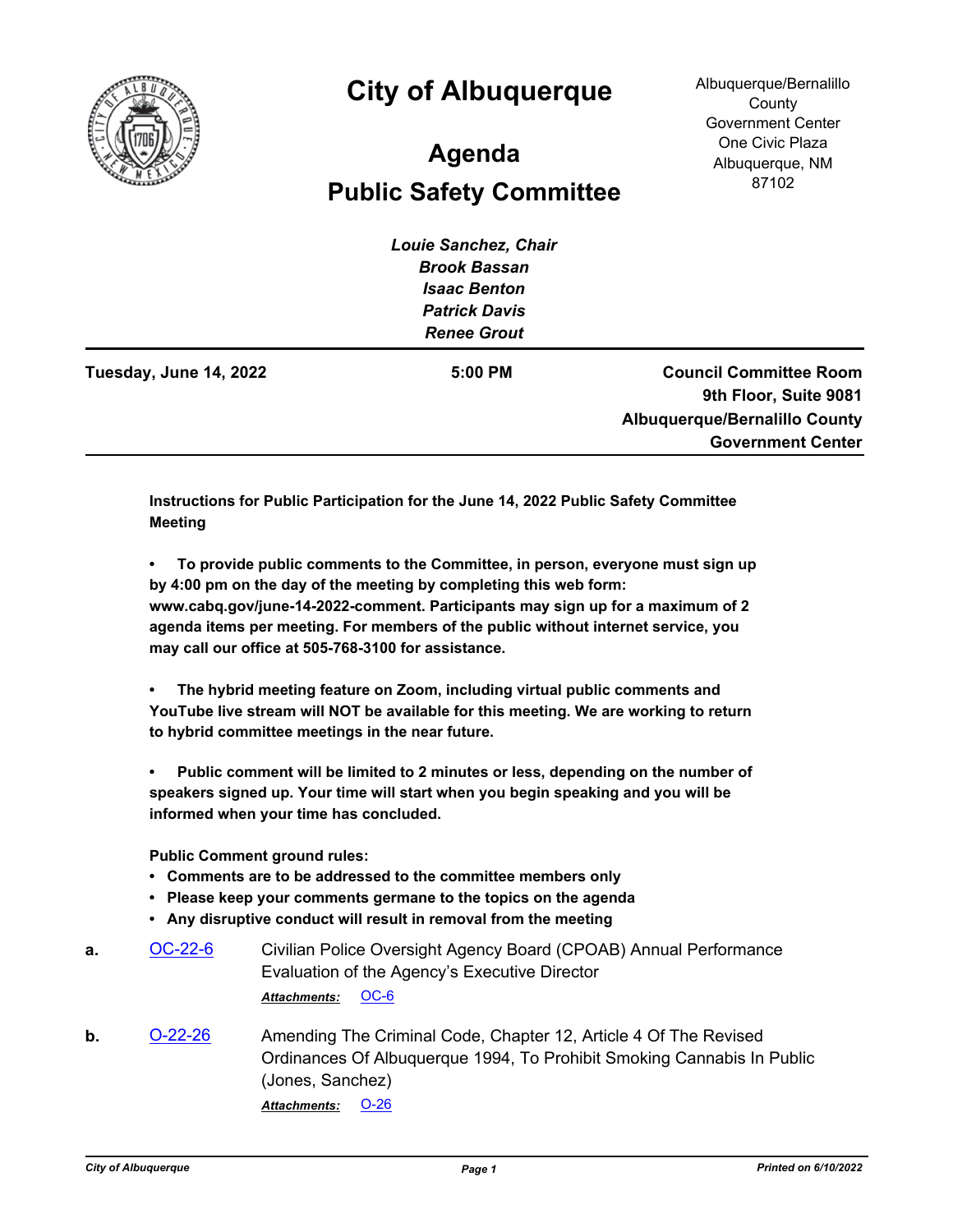# City of Albuquerque

Albuquerque/Bernalillo County Government Center
One Civic Plaza
Albuquerque, NM 87102

## Agenda

## Public Safety Committee

***Louie Sanchez, Chair***
***Brook Bassan***
***Isaac Benton***
***Patrick Davis***
***Renee Grout***

**Tuesday, June 14, 2022** | **5:00 PM** | **Council Committee Room 9th Floor, Suite 9081 Albuquerque/Bernalillo County Government Center**

---

**Instructions for Public Participation for the June 14, 2022 Public Safety Committee Meeting**

**• To provide public comments to the Committee, in person, everyone must sign up by 4:00 pm on the day of the meeting by completing this web form: www.cabq.gov/june-14-2022-comment. Participants may sign up for a maximum of 2 agenda items per meeting. For members of the public without internet service, you may call our office at 505-768-3100 for assistance.**

**• The hybrid meeting feature on Zoom, including virtual public comments and YouTube live stream will NOT be available for this meeting. We are working to return to hybrid committee meetings in the near future.**

**• Public comment will be limited to 2 minutes or less, depending on the number of speakers signed up. Your time will start when you begin speaking and you will be informed when your time has concluded.**

**Public Comment ground rules:**

- **Comments are to be addressed to the committee members only**
- **Please keep your comments germane to the topics on the agenda**
- **Any disruptive conduct will result in removal from the meeting**

**a.** OC-22-6 Civilian Police Oversight Agency Board (CPOAB) Annual Performance Evaluation of the Agency's Executive Director

***Attachments:*** OC-6

**b.** O-22-26 Amending The Criminal Code, Chapter 12, Article 4 Of The Revised Ordinances Of Albuquerque 1994, To Prohibit Smoking Cannabis In Public (Jones, Sanchez)

***Attachments:*** O-26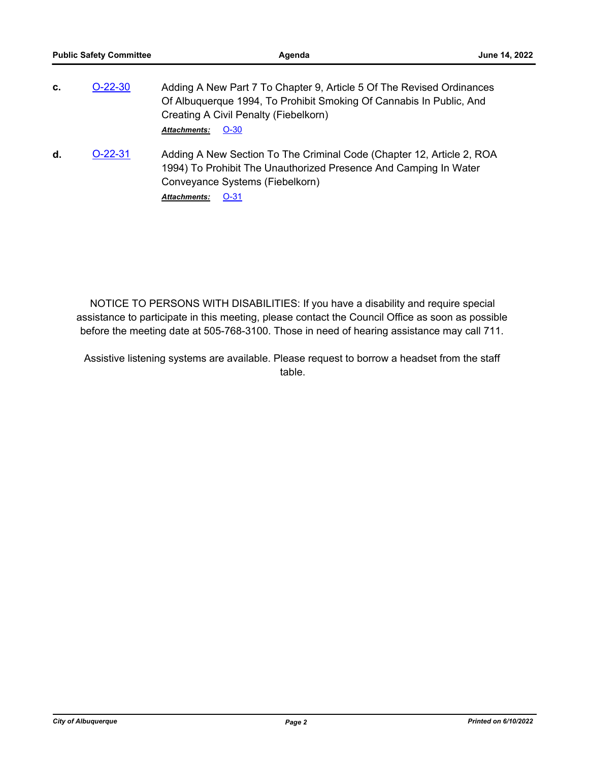**c.** O-22-30 Adding A New Part 7 To Chapter 9, Article 5 Of The Revised Ordinances Of Albuquerque 1994, To Prohibit Smoking Of Cannabis In Public, And Creating A Civil Penalty (Fiebelkorn)

***Attachments:*** O-30

**d.** O-22-31 Adding A New Section To The Criminal Code (Chapter 12, Article 2, ROA 1994) To Prohibit The Unauthorized Presence And Camping In Water Conveyance Systems (Fiebelkorn)

***Attachments:*** O-31

NOTICE TO PERSONS WITH DISABILITIES: If you have a disability and require special assistance to participate in this meeting, please contact the Council Office as soon as possible before the meeting date at 505-768-3100. Those in need of hearing assistance may call 711.

Assistive listening systems are available. Please request to borrow a headset from the staff table.